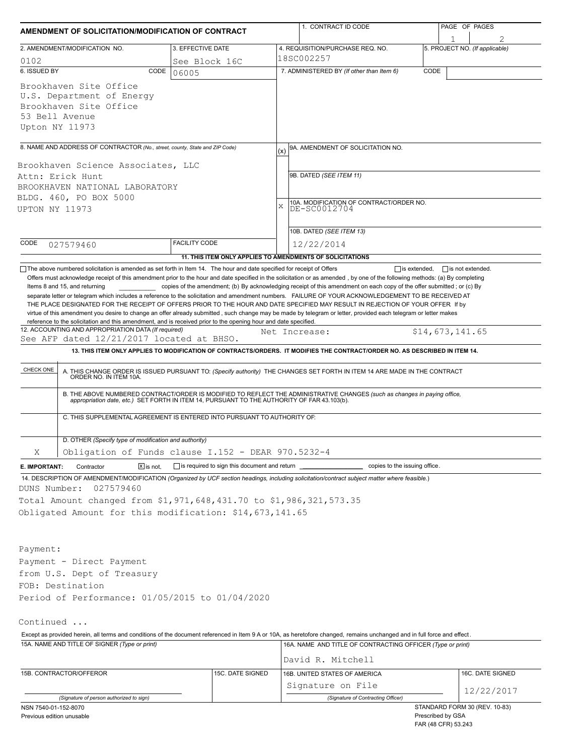# AMENDMENT OF SOLICITATION/MODIFICATION OF CONTRACT

| 1. CONTRACT ID CODE | PAGE OF PAGES |
|---|---|
| | 1 2 |

| 2. AMENDMENT/MODIFICATION NO. | 3. EFFECTIVE DATE | 4. REQUISITION/PURCHASE REQ. NO. | 5. PROJECT NO. (If applicable) |
|---|---|---|---|
| 0102 | See Block 16C | 18SC002257 | |

**6. ISSUED BY** CODE 06005

Brookhaven Site Office
U.S. Department of Energy
Brookhaven Site Office
53 Bell Avenue
Upton NY 11973

**7. ADMINISTERED BY** *(If other than Item 6)* CODE

**8. NAME AND ADDRESS OF CONTRACTOR** *(No., street, county, State and ZIP Code)*

Brookhaven Science Associates, LLC
Attn: Erick Hunt
BROOKHAVEN NATIONAL LABORATORY
BLDG. 460, PO BOX 5000
UPTON NY 11973

CODE 027579460 FACILITY CODE

(x) 9A. AMENDMENT OF SOLICITATION NO.

9B. DATED *(SEE ITEM 11)*

X 10A. MODIFICATION OF CONTRACT/ORDER NO. DE-SC0012704

10B. DATED *(SEE ITEM 13)* 12/22/2014

**11. THIS ITEM ONLY APPLIES TO AMENDMENTS OF SOLICITATIONS**

☐ The above numbered solicitation is amended as set forth in Item 14. The hour and date specified for receipt of Offers ☐ is extended, ☐ is not extended.

Offers must acknowledge receipt of this amendment prior to the hour and date specified in the solicitation or as amended , by one of the following methods: (a) By completing Items 8 and 15, and returning ________ copies of the amendment; (b) By acknowledging receipt of this amendment on each copy of the offer submitted ; or (c) By separate letter or telegram which includes a reference to the solicitation and amendment numbers. FAILURE OF YOUR ACKNOWLEDGEMENT TO BE RECEIVED AT THE PLACE DESIGNATED FOR THE RECEIPT OF OFFERS PRIOR TO THE HOUR AND DATE SPECIFIED MAY RESULT IN REJECTION OF YOUR OFFER If by virtue of this amendment you desire to change an offer already submitted , such change may be made by telegram or letter, provided each telegram or letter makes reference to the solicitation and this amendment, and is received prior to the opening hour and date specified.

**12. ACCOUNTING AND APPROPRIATION DATA** *(If required)*
See AFP dated 12/21/2017 located at BHSO. Net Increase: $14,673,141.65

**13. THIS ITEM ONLY APPLIES TO MODIFICATION OF CONTRACTS/ORDERS. IT MODIFIES THE CONTRACT/ORDER NO. AS DESCRIBED IN ITEM 14.**

| CHECK ONE | |
|---|---|
| | A. THIS CHANGE ORDER IS ISSUED PURSUANT TO: *(Specify authority)* THE CHANGES SET FORTH IN ITEM 14 ARE MADE IN THE CONTRACT ORDER NO. IN ITEM 10A. |
| | B. THE ABOVE NUMBERED CONTRACT/ORDER IS MODIFIED TO REFLECT THE ADMINISTRATIVE CHANGES *(such as changes in paying office, appropriation date, etc.)* SET FORTH IN ITEM 14, PURSUANT TO THE AUTHORITY OF FAR 43.103(b). |
| | C. THIS SUPPLEMENTAL AGREEMENT IS ENTERED INTO PURSUANT TO AUTHORITY OF: |
| X | D. OTHER *(Specify type of modification and authority)* Obligation of Funds clause I.152 - DEAR 970.5232-4 |

**E. IMPORTANT:** Contractor ☒ is not, ☐ is required to sign this document and return ________ copies to the issuing office.

**14. DESCRIPTION OF AMENDMENT/MODIFICATION** *(Organized by UCF section headings, including solicitation/contract subject matter where feasible.)*

DUNS Number: 027579460
Total Amount changed from $1,971,648,431.70 to $1,986,321,573.35
Obligated Amount for this modification: $14,673,141.65

Payment:
Payment - Direct Payment
from U.S. Dept of Treasury
FOB: Destination
Period of Performance: 01/05/2015 to 01/04/2020

Continued ...

Except as provided herein, all terms and conditions of the document referenced in Item 9 A or 10A, as heretofore changed, remains unchanged and in full force and effect.

| 15A. NAME AND TITLE OF SIGNER *(Type or print)* | | 16A. NAME AND TITLE OF CONTRACTING OFFICER *(Type or print)* | |
|---|---|---|---|
| | | David R. Mitchell | |
| 15B. CONTRACTOR/OFFEROR | 15C. DATE SIGNED | 16B. UNITED STATES OF AMERICA | 16C. DATE SIGNED |
| *(Signature of person authorized to sign)* | | Signature on File *(Signature of Contracting Officer)* | 12/22/2017 |

NSN 7540-01-152-8070
Previous edition unusable

STANDARD FORM 30 (REV. 10-83)
Prescribed by GSA
FAR (48 CFR) 53.243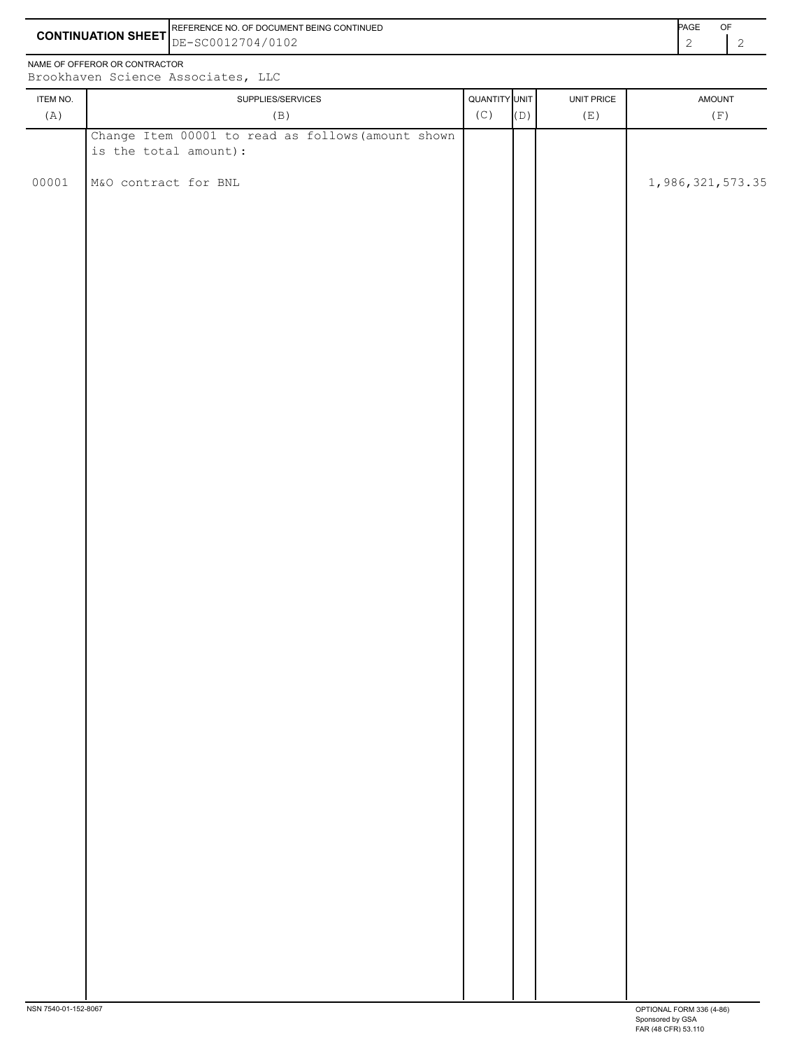**CONTINUATION SHEET**

REFERENCE NO. OF DOCUMENT BEING CONTINUED
DE-SC0012704/0102

NAME OF OFFEROR OR CONTRACTOR
Brookhaven Science Associates, LLC

| ITEM NO. (A) | SUPPLIES/SERVICES (B) | QUANTITY (C) | UNIT (D) | UNIT PRICE (E) | AMOUNT (F) |
| --- | --- | --- | --- | --- | --- |
| | Change Item 00001 to read as follows(amount shown is the total amount): | | | | |
| 00001 | M&O contract for BNL | | | | 1,986,321,573.35 |

NSN 7540-01-152-8067

OPTIONAL FORM 336 (4-86)
Sponsored by GSA
FAR (48 CFR) 53.110